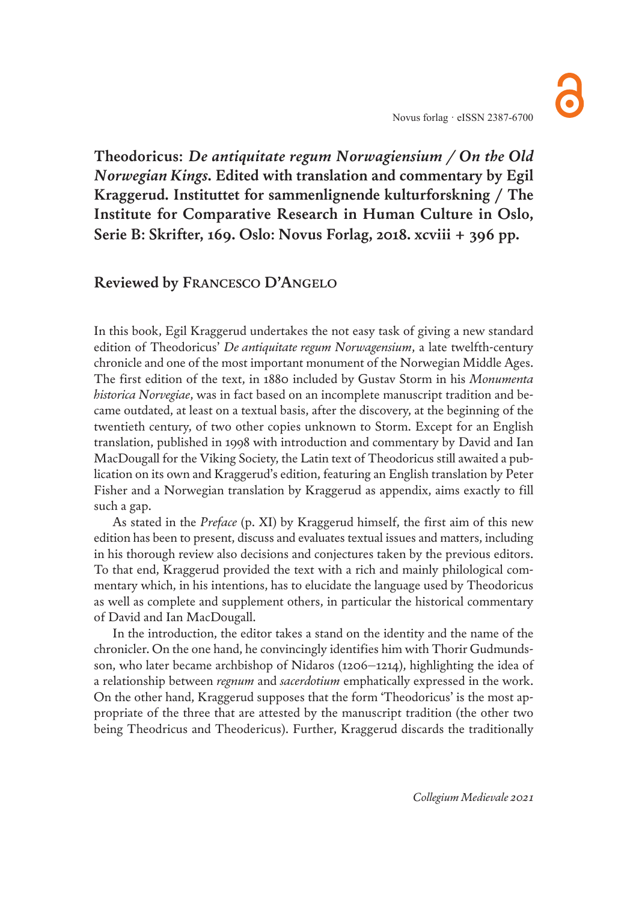Novus forlag · eISSN 2387-6700

**Theodoricus: *De antiquitate regum Norwagiensium / On the Old Norwegian Kings*. Edited with translation and commentary by Egil Kraggerud. Instituttet for sammenlignende kulturforskning / The Institute for Comparative Research in Human Culture in Oslo, Serie B: Skrifter, 169. Oslo: Novus Forlag, 2018. xcviii + 396 pp.**

**Reviewed by Francesco D'Angelo**

In this book, Egil Kraggerud undertakes the not easy task of giving a new standard edition of Theodoricus' *De antiquitate regum Norwagensium*, a late twelfth-century chronicle and one of the most important monument of the Norwegian Middle Ages. The first edition of the text, in 1880 included by Gustav Storm in his *Monumenta historica Norvegiae*, was in fact based on an incomplete manuscript tradition and became outdated, at least on a textual basis, after the discovery, at the beginning of the twentieth century, of two other copies unknown to Storm. Except for an English translation, published in 1998 with introduction and commentary by David and Ian MacDougall for the Viking Society, the Latin text of Theodoricus still awaited a publication on its own and Kraggerud's edition, featuring an English translation by Peter Fisher and a Norwegian translation by Kraggerud as appendix, aims exactly to fill such a gap.

As stated in the *Preface* (p. XI) by Kraggerud himself, the first aim of this new edition has been to present, discuss and evaluates textual issues and matters, including in his thorough review also decisions and conjectures taken by the previous editors. To that end, Kraggerud provided the text with a rich and mainly philological commentary which, in his intentions, has to elucidate the language used by Theodoricus as well as complete and supplement others, in particular the historical commentary of David and Ian MacDougall.

In the introduction, the editor takes a stand on the identity and the name of the chronicler. On the one hand, he convincingly identifies him with Thorir Gudmundsson, who later became archbishop of Nidaros (1206–1214), highlighting the idea of a relationship between *regnum* and *sacerdotium* emphatically expressed in the work. On the other hand, Kraggerud supposes that the form 'Theodoricus' is the most appropriate of the three that are attested by the manuscript tradition (the other two being Theodricus and Theodericus). Further, Kraggerud discards the traditionally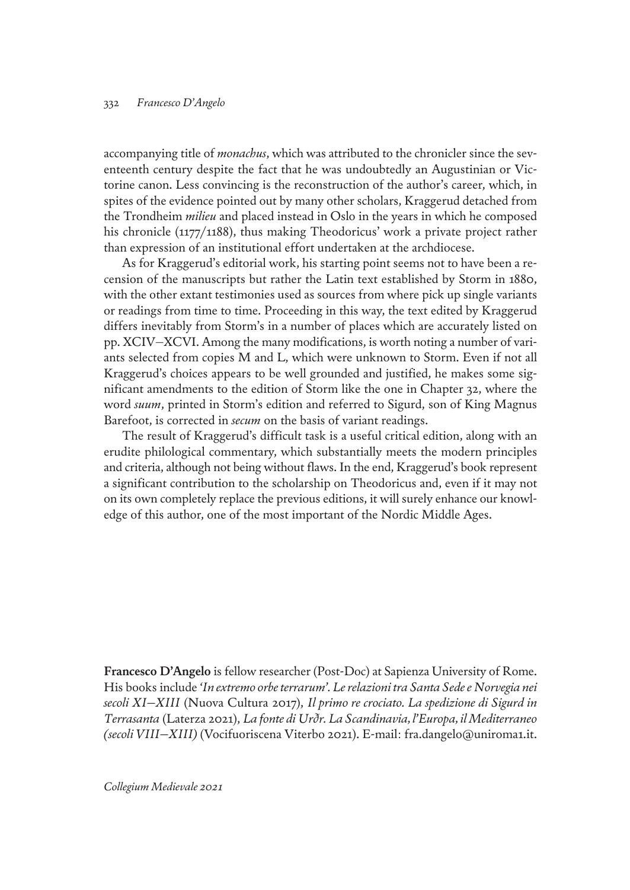accompanying title of *monachus*, which was attributed to the chronicler since the seventeenth century despite the fact that he was undoubtedly an Augustinian or Victorine canon. Less convincing is the reconstruction of the author's career, which, in spites of the evidence pointed out by many other scholars, Kraggerud detached from the Trondheim *milieu* and placed instead in Oslo in the years in which he composed his chronicle (1177/1188), thus making Theodoricus' work a private project rather than expression of an institutional effort undertaken at the archdiocese.

As for Kraggerud's editorial work, his starting point seems not to have been a recension of the manuscripts but rather the Latin text established by Storm in 1880, with the other extant testimonies used as sources from where pick up single variants or readings from time to time. Proceeding in this way, the text edited by Kraggerud differs inevitably from Storm's in a number of places which are accurately listed on pp. XCIV–XCVI. Among the many modifications, is worth noting a number of variants selected from copies M and L, which were unknown to Storm. Even if not all Kraggerud's choices appears to be well grounded and justified, he makes some significant amendments to the edition of Storm like the one in Chapter 32, where the word *suum*, printed in Storm's edition and referred to Sigurd, son of King Magnus Barefoot, is corrected in *secum* on the basis of variant readings.

The result of Kraggerud's difficult task is a useful critical edition, along with an erudite philological commentary, which substantially meets the modern principles and criteria, although not being without flaws. In the end, Kraggerud's book represent a significant contribution to the scholarship on Theodoricus and, even if it may not on its own completely replace the previous editions, it will surely enhance our knowledge of this author, one of the most important of the Nordic Middle Ages.

**Francesco D'Angelo** is fellow researcher (Post-Doc) at Sapienza University of Rome. His books include *'In extremo orbe terrarum'. Le relazioni tra Santa Sede e Norvegia nei secoli XI–XIII* (Nuova Cultura 2017), *Il primo re crociato. La spedizione di Sigurd in Terrasanta* (Laterza 2021), *La fonte di Urðr. La Scandinavia, l'Europa, il Mediterraneo (secoli VIII–XIII)* (Vocifuoriscena Viterbo 2021). E-mail: fra.dangelo@uniroma1.it.